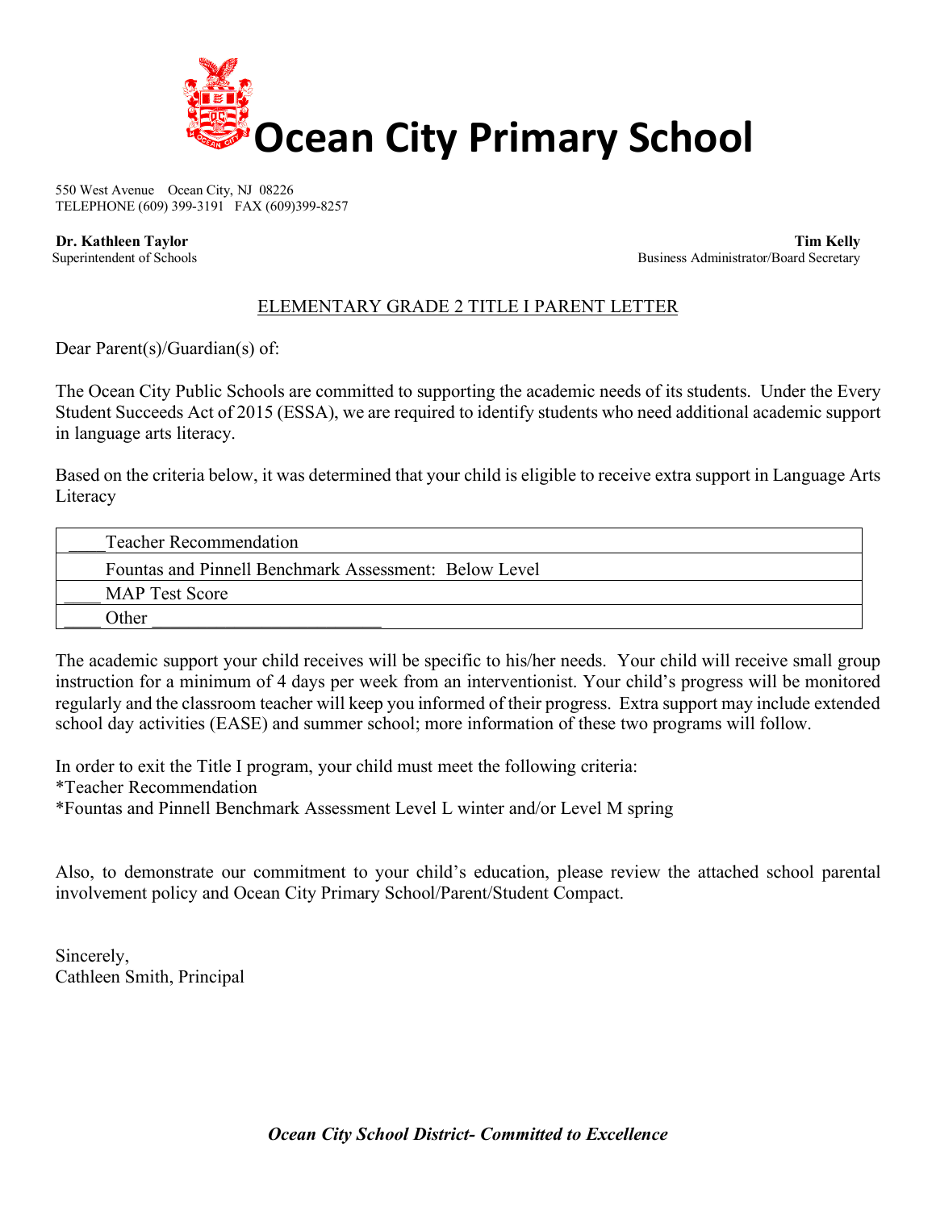# Ocean City Primary School

550 West Avenue Ocean City, NJ 08226
TELEPHONE (609) 399-3191 FAX (609)399-8257

**Dr. Kathleen Taylor**
Superintendent of Schools

**Tim Kelly**
Business Administrator/Board Secretary

## ELEMENTARY GRADE 2 TITLE I PARENT LETTER

Dear Parent(s)/Guardian(s) of:

The Ocean City Public Schools are committed to supporting the academic needs of its students. Under the Every Student Succeeds Act of 2015 (ESSA), we are required to identify students who need additional academic support in language arts literacy.

Based on the criteria below, it was determined that your child is eligible to receive extra support in Language Arts Literacy

| ____Teacher Recommendation |
|---|
| Fountas and Pinnell Benchmark Assessment: Below Level |
| ____ MAP Test Score |
| ____ Other _________________________ |

The academic support your child receives will be specific to his/her needs. Your child will receive small group instruction for a minimum of 4 days per week from an interventionist. Your child's progress will be monitored regularly and the classroom teacher will keep you informed of their progress. Extra support may include extended school day activities (EASE) and summer school; more information of these two programs will follow.

In order to exit the Title I program, your child must meet the following criteria:
*Teacher Recommendation
*Fountas and Pinnell Benchmark Assessment Level L winter and/or Level M spring

Also, to demonstrate our commitment to your child's education, please review the attached school parental involvement policy and Ocean City Primary School/Parent/Student Compact.

Sincerely,
Cathleen Smith, Principal

***Ocean City School District- Committed to Excellence***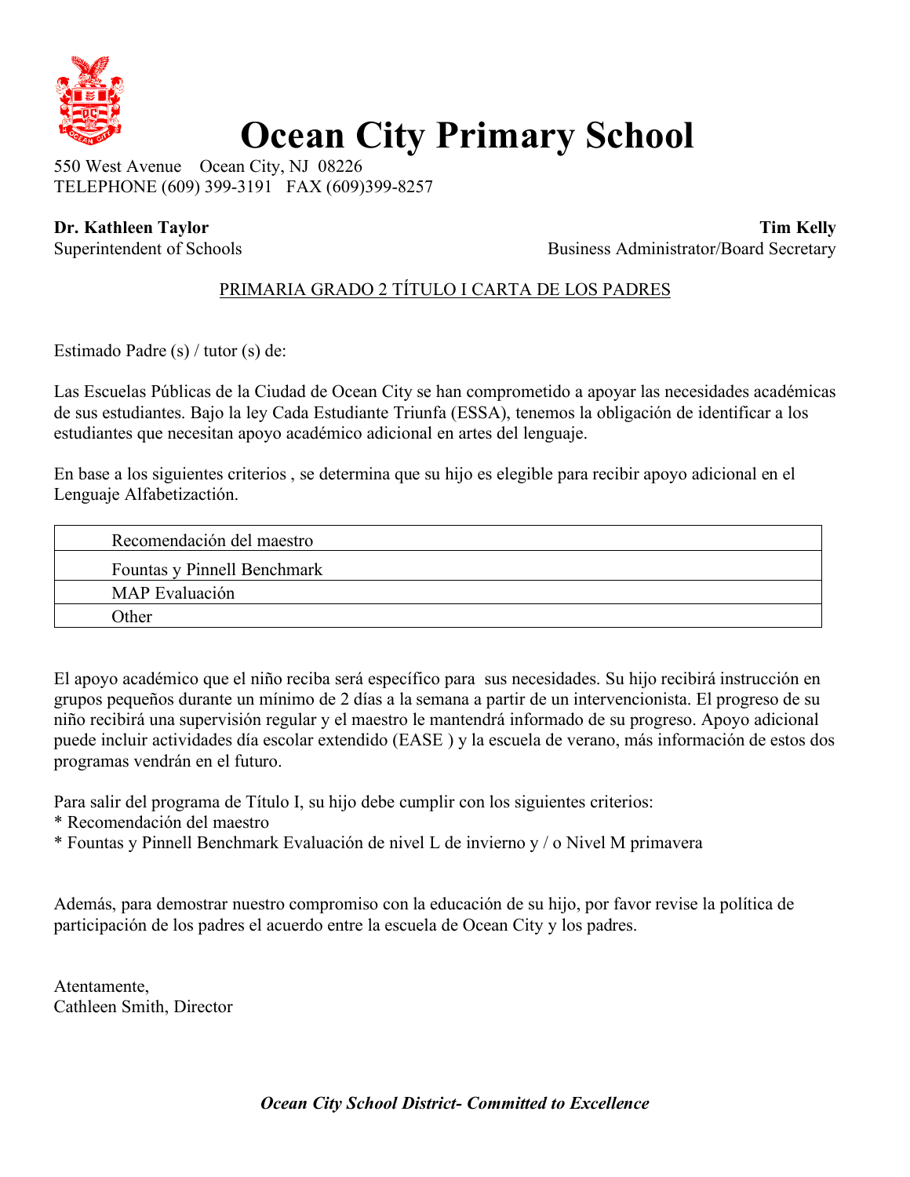# Ocean City Primary School

550 West Avenue    Ocean City, NJ  08226
TELEPHONE (609) 399-3191   FAX (609)399-8257

**Dr. Kathleen Taylor**
Superintendent of Schools

**Tim Kelly**
Business Administrator/Board Secretary

PRIMARIA GRADO 2 TÍTULO I CARTA DE LOS PADRES

Estimado Padre (s) / tutor (s) de:

Las Escuelas Públicas de la Ciudad de Ocean City se han comprometido a apoyar las necesidades académicas de sus estudiantes. Bajo la ley Cada Estudiante Triunfa (ESSA), tenemos la obligación de identificar a los estudiantes que necesitan apoyo académico adicional en artes del lenguaje.

En base a los siguientes criterios , se determina que su hijo es elegible para recibir apoyo adicional en el Lenguaje Alfabetizactión.

| | |
|---|---|
| | Recomendación del maestro |
| | Fountas y Pinnell Benchmark |
| | MAP Evaluación |
| | Other |

El apoyo académico que el niño reciba será específico para sus necesidades. Su hijo recibirá instrucción en grupos pequeños durante un mínimo de 2 días a la semana a partir de un intervencionista. El progreso de su niño recibirá una supervisión regular y el maestro le mantendrá informado de su progreso. Apoyo adicional puede incluir actividades día escolar extendido (EASE ) y la escuela de verano, más información de estos dos programas vendrán en el futuro.

Para salir del programa de Título I, su hijo debe cumplir con los siguientes criterios:
* Recomendación del maestro
* Fountas y Pinnell Benchmark Evaluación de nivel L de invierno y / o Nivel M primavera

Además, para demostrar nuestro compromiso con la educación de su hijo, por favor revise la política de participación de los padres el acuerdo entre la escuela de Ocean City y los padres.

Atentamente,
Cathleen Smith, Director

***Ocean City School District- Committed to Excellence***